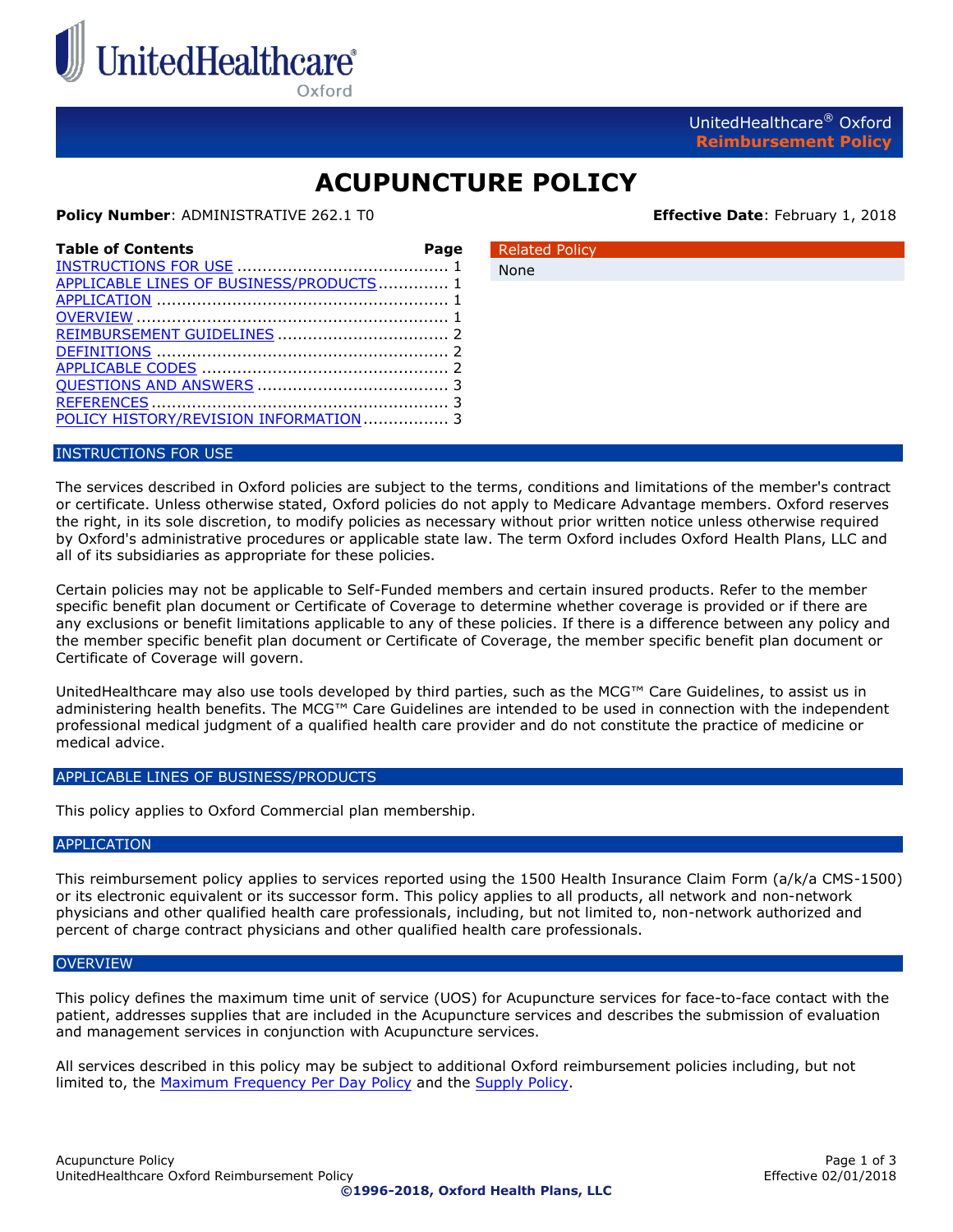UnitedHealthcare® Oxford
**Reimbursement Policy**

# ACUPUNCTURE POLICY

**Policy Number**: ADMINISTRATIVE 262.1 T0 **Effective Date**: February 1, 2018

| Table of Contents | Page |
|---|---|
| INSTRUCTIONS FOR USE | 1 |
| APPLICABLE LINES OF BUSINESS/PRODUCTS | 1 |
| APPLICATION | 1 |
| OVERVIEW | 1 |
| REIMBURSEMENT GUIDELINES | 2 |
| DEFINITIONS | 2 |
| APPLICABLE CODES | 2 |
| QUESTIONS AND ANSWERS | 3 |
| REFERENCES | 3 |
| POLICY HISTORY/REVISION INFORMATION | 3 |

| Related Policy |
|---|
| None |

## INSTRUCTIONS FOR USE

The services described in Oxford policies are subject to the terms, conditions and limitations of the member's contract or certificate. Unless otherwise stated, Oxford policies do not apply to Medicare Advantage members. Oxford reserves the right, in its sole discretion, to modify policies as necessary without prior written notice unless otherwise required by Oxford's administrative procedures or applicable state law. The term Oxford includes Oxford Health Plans, LLC and all of its subsidiaries as appropriate for these policies.

Certain policies may not be applicable to Self-Funded members and certain insured products. Refer to the member specific benefit plan document or Certificate of Coverage to determine whether coverage is provided or if there are any exclusions or benefit limitations applicable to any of these policies. If there is a difference between any policy and the member specific benefit plan document or Certificate of Coverage, the member specific benefit plan document or Certificate of Coverage will govern.

UnitedHealthcare may also use tools developed by third parties, such as the MCG™ Care Guidelines, to assist us in administering health benefits. The MCG™ Care Guidelines are intended to be used in connection with the independent professional medical judgment of a qualified health care provider and do not constitute the practice of medicine or medical advice.

## APPLICABLE LINES OF BUSINESS/PRODUCTS

This policy applies to Oxford Commercial plan membership.

## APPLICATION

This reimbursement policy applies to services reported using the 1500 Health Insurance Claim Form (a/k/a CMS-1500) or its electronic equivalent or its successor form. This policy applies to all products, all network and non-network physicians and other qualified health care professionals, including, but not limited to, non-network authorized and percent of charge contract physicians and other qualified health care professionals.

## OVERVIEW

This policy defines the maximum time unit of service (UOS) for Acupuncture services for face-to-face contact with the patient, addresses supplies that are included in the Acupuncture services and describes the submission of evaluation and management services in conjunction with Acupuncture services.

All services described in this policy may be subject to additional Oxford reimbursement policies including, but not limited to, the Maximum Frequency Per Day Policy and the Supply Policy.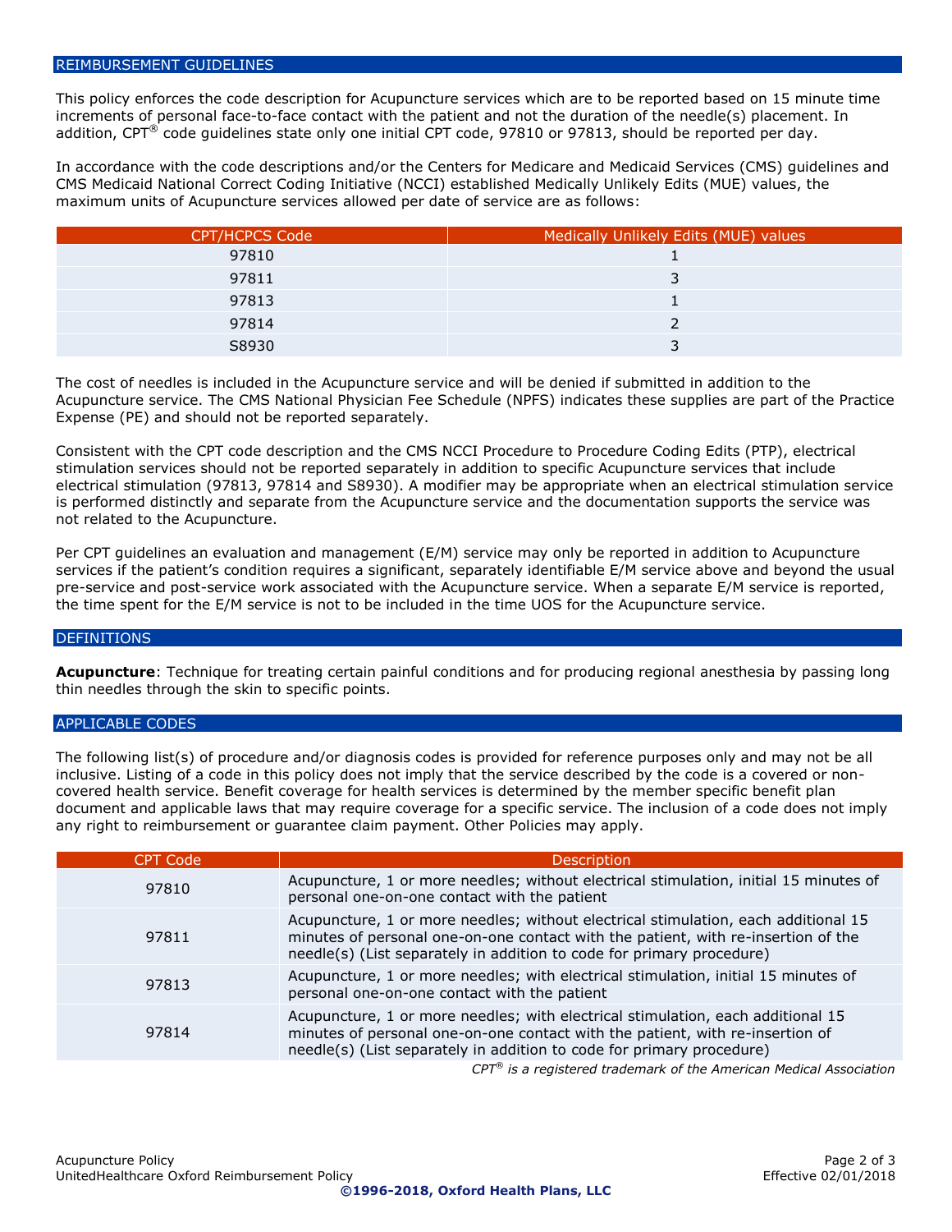## REIMBURSEMENT GUIDELINES

This policy enforces the code description for Acupuncture services which are to be reported based on 15 minute time increments of personal face-to-face contact with the patient and not the duration of the needle(s) placement. In addition, CPT® code guidelines state only one initial CPT code, 97810 or 97813, should be reported per day.

In accordance with the code descriptions and/or the Centers for Medicare and Medicaid Services (CMS) guidelines and CMS Medicaid National Correct Coding Initiative (NCCI) established Medically Unlikely Edits (MUE) values, the maximum units of Acupuncture services allowed per date of service are as follows:

| CPT/HCPCS Code | Medically Unlikely Edits (MUE) values |
|---|---|
| 97810 | 1 |
| 97811 | 3 |
| 97813 | 1 |
| 97814 | 2 |
| S8930 | 3 |

The cost of needles is included in the Acupuncture service and will be denied if submitted in addition to the Acupuncture service. The CMS National Physician Fee Schedule (NPFS) indicates these supplies are part of the Practice Expense (PE) and should not be reported separately.

Consistent with the CPT code description and the CMS NCCI Procedure to Procedure Coding Edits (PTP), electrical stimulation services should not be reported separately in addition to specific Acupuncture services that include electrical stimulation (97813, 97814 and S8930). A modifier may be appropriate when an electrical stimulation service is performed distinctly and separate from the Acupuncture service and the documentation supports the service was not related to the Acupuncture.

Per CPT guidelines an evaluation and management (E/M) service may only be reported in addition to Acupuncture services if the patient's condition requires a significant, separately identifiable E/M service above and beyond the usual pre-service and post-service work associated with the Acupuncture service. When a separate E/M service is reported, the time spent for the E/M service is not to be included in the time UOS for the Acupuncture service.

## DEFINITIONS

**Acupuncture**: Technique for treating certain painful conditions and for producing regional anesthesia by passing long thin needles through the skin to specific points.

## APPLICABLE CODES

The following list(s) of procedure and/or diagnosis codes is provided for reference purposes only and may not be all inclusive. Listing of a code in this policy does not imply that the service described by the code is a covered or non-covered health service. Benefit coverage for health services is determined by the member specific benefit plan document and applicable laws that may require coverage for a specific service. The inclusion of a code does not imply any right to reimbursement or guarantee claim payment. Other Policies may apply.

| CPT Code | Description |
|---|---|
| 97810 | Acupuncture, 1 or more needles; without electrical stimulation, initial 15 minutes of personal one-on-one contact with the patient |
| 97811 | Acupuncture, 1 or more needles; without electrical stimulation, each additional 15 minutes of personal one-on-one contact with the patient, with re-insertion of the needle(s) (List separately in addition to code for primary procedure) |
| 97813 | Acupuncture, 1 or more needles; with electrical stimulation, initial 15 minutes of personal one-on-one contact with the patient |
| 97814 | Acupuncture, 1 or more needles; with electrical stimulation, each additional 15 minutes of personal one-on-one contact with the patient, with re-insertion of needle(s) (List separately in addition to code for primary procedure) |

*CPT® is a registered trademark of the American Medical Association*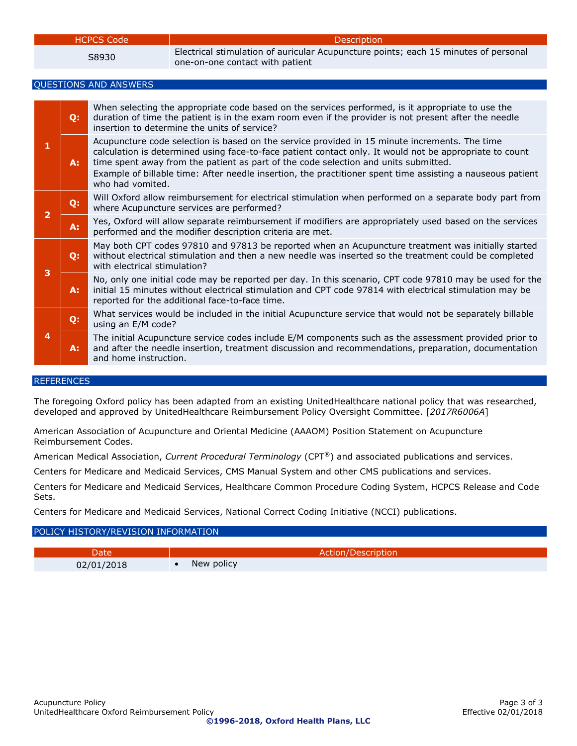| HCPCS Code | Description |
|---|---|
| S8930 | Electrical stimulation of auricular Acupuncture points; each 15 minutes of personal one-on-one contact with patient |

## QUESTIONS AND ANSWERS

| | | |
|---|---|---|
| **1** | **Q:** | When selecting the appropriate code based on the services performed, is it appropriate to use the duration of time the patient is in the exam room even if the provider is not present after the needle insertion to determine the units of service? |
| | **A:** | Acupuncture code selection is based on the service provided in 15 minute increments. The time calculation is determined using face-to-face patient contact only. It would not be appropriate to count time spent away from the patient as part of the code selection and units submitted. Example of billable time: After needle insertion, the practitioner spent time assisting a nauseous patient who had vomited. |
| **2** | **Q:** | Will Oxford allow reimbursement for electrical stimulation when performed on a separate body part from where Acupuncture services are performed? |
| | **A:** | Yes, Oxford will allow separate reimbursement if modifiers are appropriately used based on the services performed and the modifier description criteria are met. |
| **3** | **Q:** | May both CPT codes 97810 and 97813 be reported when an Acupuncture treatment was initially started without electrical stimulation and then a new needle was inserted so the treatment could be completed with electrical stimulation? |
| | **A:** | No, only one initial code may be reported per day. In this scenario, CPT code 97810 may be used for the initial 15 minutes without electrical stimulation and CPT code 97814 with electrical stimulation may be reported for the additional face-to-face time. |
| **4** | **Q:** | What services would be included in the initial Acupuncture service that would not be separately billable using an E/M code? |
| | **A:** | The initial Acupuncture service codes include E/M components such as the assessment provided prior to and after the needle insertion, treatment discussion and recommendations, preparation, documentation and home instruction. |

## REFERENCES

The foregoing Oxford policy has been adapted from an existing UnitedHealthcare national policy that was researched, developed and approved by UnitedHealthcare Reimbursement Policy Oversight Committee. [*2017R6006A*]

American Association of Acupuncture and Oriental Medicine (AAAOM) Position Statement on Acupuncture Reimbursement Codes.

American Medical Association, *Current Procedural Terminology* (CPT®) and associated publications and services.

Centers for Medicare and Medicaid Services, CMS Manual System and other CMS publications and services.

Centers for Medicare and Medicaid Services, Healthcare Common Procedure Coding System, HCPCS Release and Code Sets.

Centers for Medicare and Medicaid Services, National Correct Coding Initiative (NCCI) publications.

## POLICY HISTORY/REVISION INFORMATION

| Date | Action/Description |
|---|---|
| 02/01/2018 | • New policy |